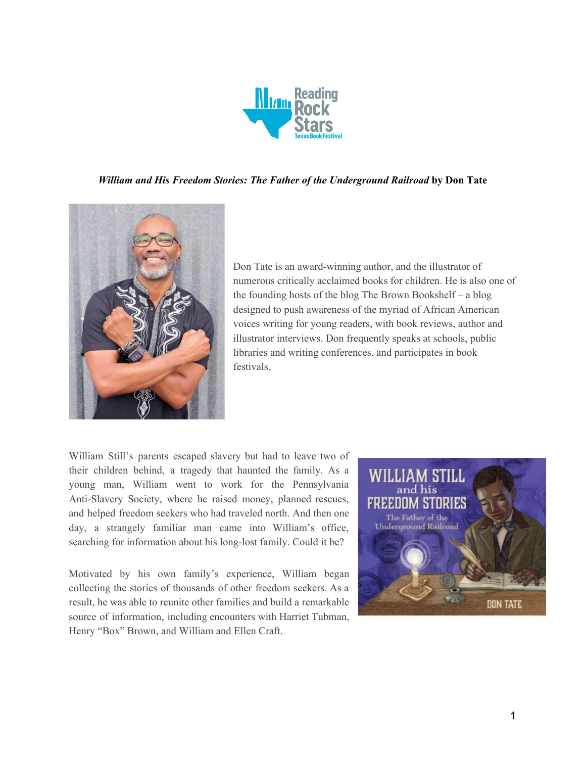***William and His Freedom Stories: The Father of the Underground Railroad* by Don Tate**

Don Tate is an award-winning author, and the illustrator of numerous critically acclaimed books for children. He is also one of the founding hosts of the blog The Brown Bookshelf – a blog designed to push awareness of the myriad of African American voices writing for young readers, with book reviews, author and illustrator interviews. Don frequently speaks at schools, public libraries and writing conferences, and participates in book festivals.

William Still's parents escaped slavery but had to leave two of their children behind, a tragedy that haunted the family. As a young man, William went to work for the Pennsylvania Anti-Slavery Society, where he raised money, planned rescues, and helped freedom seekers who had traveled north. And then one day, a strangely familiar man came into William's office, searching for information about his long-lost family. Could it be?

Motivated by his own family's experience, William began collecting the stories of thousands of other freedom seekers. As a result, he was able to reunite other families and build a remarkable source of information, including encounters with Harriet Tubman, Henry "Box" Brown, and William and Ellen Craft.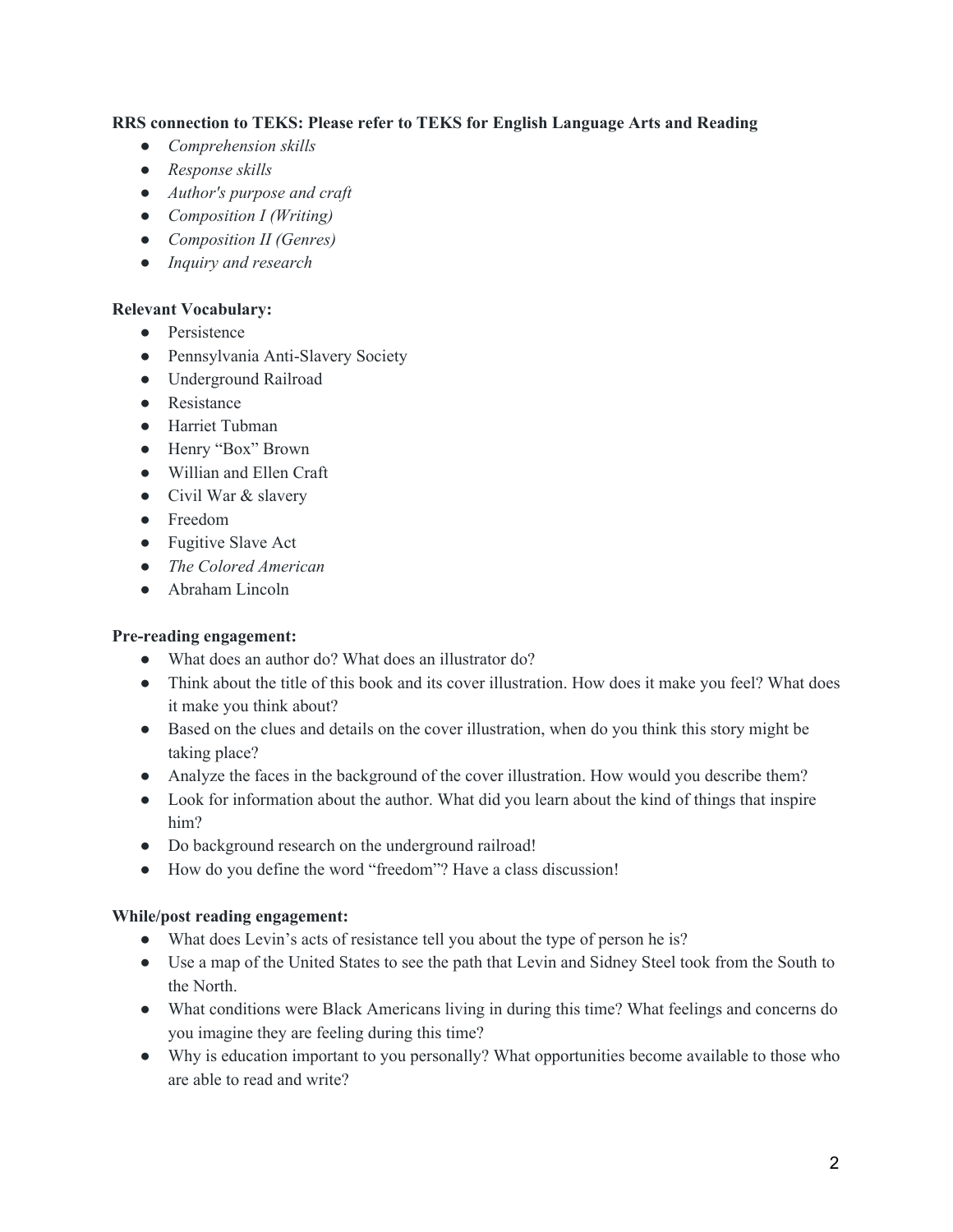**RRS connection to TEKS: Please refer to TEKS for English Language Arts and Reading**

- *Comprehension skills*
- *Response skills*
- *Author's purpose and craft*
- *Composition I (Writing)*
- *Composition II (Genres)*
- *Inquiry and research*

**Relevant Vocabulary:**

- Persistence
- Pennsylvania Anti-Slavery Society
- Underground Railroad
- Resistance
- Harriet Tubman
- Henry “Box” Brown
- Willian and Ellen Craft
- Civil War & slavery
- Freedom
- Fugitive Slave Act
- *The Colored American*
- Abraham Lincoln

**Pre-reading engagement:**

- What does an author do? What does an illustrator do?
- Think about the title of this book and its cover illustration. How does it make you feel? What does it make you think about?
- Based on the clues and details on the cover illustration, when do you think this story might be taking place?
- Analyze the faces in the background of the cover illustration. How would you describe them?
- Look for information about the author. What did you learn about the kind of things that inspire him?
- Do background research on the underground railroad!
- How do you define the word “freedom”? Have a class discussion!

**While/post reading engagement:**

- What does Levin’s acts of resistance tell you about the type of person he is?
- Use a map of the United States to see the path that Levin and Sidney Steel took from the South to the North.
- What conditions were Black Americans living in during this time? What feelings and concerns do you imagine they are feeling during this time?
- Why is education important to you personally? What opportunities become available to those who are able to read and write?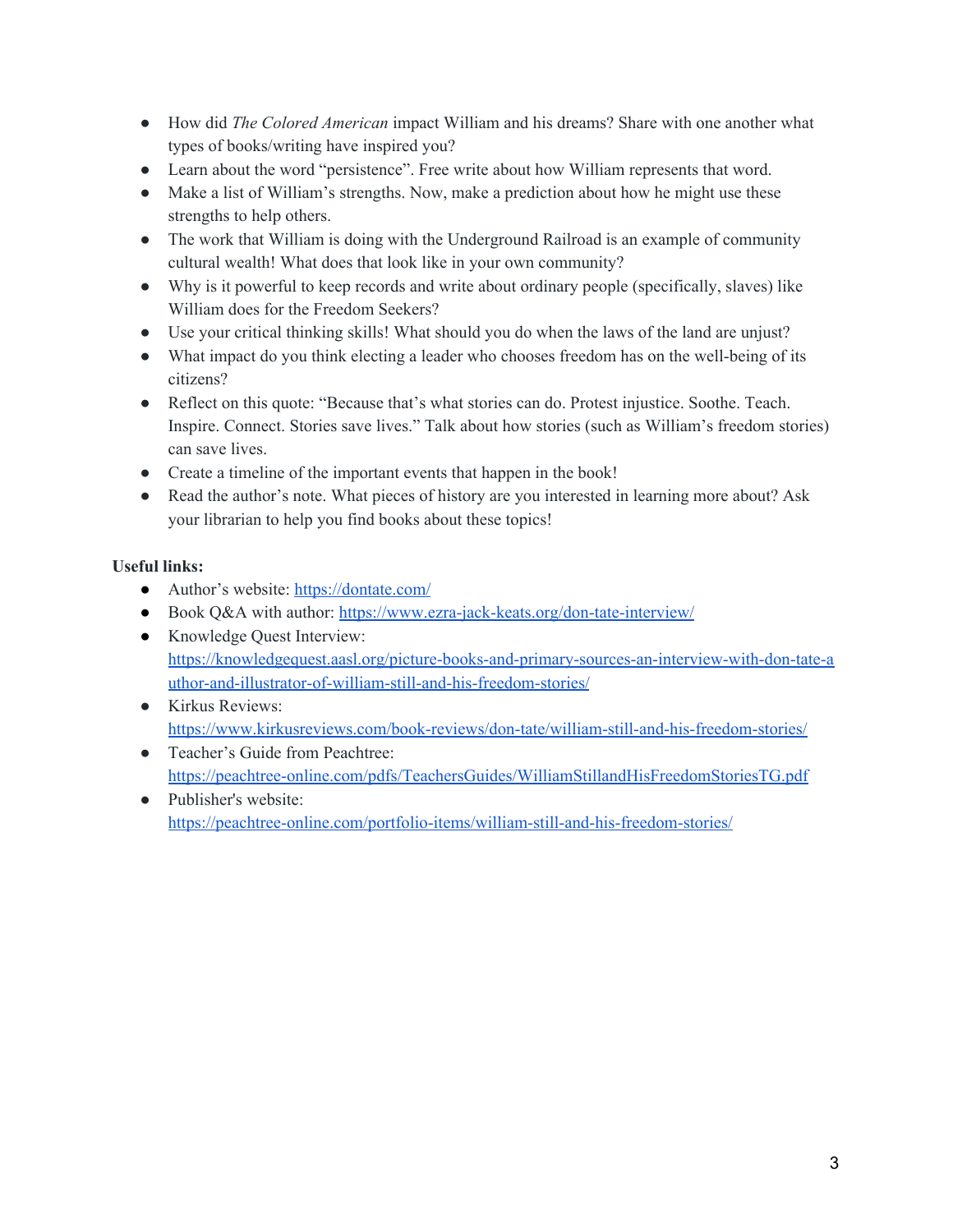- How did *The Colored American* impact William and his dreams? Share with one another what types of books/writing have inspired you?
- Learn about the word "persistence". Free write about how William represents that word.
- Make a list of William's strengths. Now, make a prediction about how he might use these strengths to help others.
- The work that William is doing with the Underground Railroad is an example of community cultural wealth! What does that look like in your own community?
- Why is it powerful to keep records and write about ordinary people (specifically, slaves) like William does for the Freedom Seekers?
- Use your critical thinking skills! What should you do when the laws of the land are unjust?
- What impact do you think electing a leader who chooses freedom has on the well-being of its citizens?
- Reflect on this quote: "Because that's what stories can do. Protest injustice. Soothe. Teach. Inspire. Connect. Stories save lives." Talk about how stories (such as William's freedom stories) can save lives.
- Create a timeline of the important events that happen in the book!
- Read the author's note. What pieces of history are you interested in learning more about? Ask your librarian to help you find books about these topics!

**Useful links:**

- Author's website: [https://dontate.com/](https://dontate.com/)
- Book Q&A with author: [https://www.ezra-jack-keats.org/don-tate-interview/](https://www.ezra-jack-keats.org/don-tate-interview/)
- Knowledge Quest Interview: [https://knowledgequest.aasl.org/picture-books-and-primary-sources-an-interview-with-don-tate-author-and-illustrator-of-william-still-and-his-freedom-stories/](https://knowledgequest.aasl.org/picture-books-and-primary-sources-an-interview-with-don-tate-author-and-illustrator-of-william-still-and-his-freedom-stories/)
- Kirkus Reviews: [https://www.kirkusreviews.com/book-reviews/don-tate/william-still-and-his-freedom-stories/](https://www.kirkusreviews.com/book-reviews/don-tate/william-still-and-his-freedom-stories/)
- Teacher's Guide from Peachtree: [https://peachtree-online.com/pdfs/TeachersGuides/WilliamStillandHisFreedomStoriesTG.pdf](https://peachtree-online.com/pdfs/TeachersGuides/WilliamStillandHisFreedomStoriesTG.pdf)
- Publisher's website: [https://peachtree-online.com/portfolio-items/william-still-and-his-freedom-stories/](https://peachtree-online.com/portfolio-items/william-still-and-his-freedom-stories/)